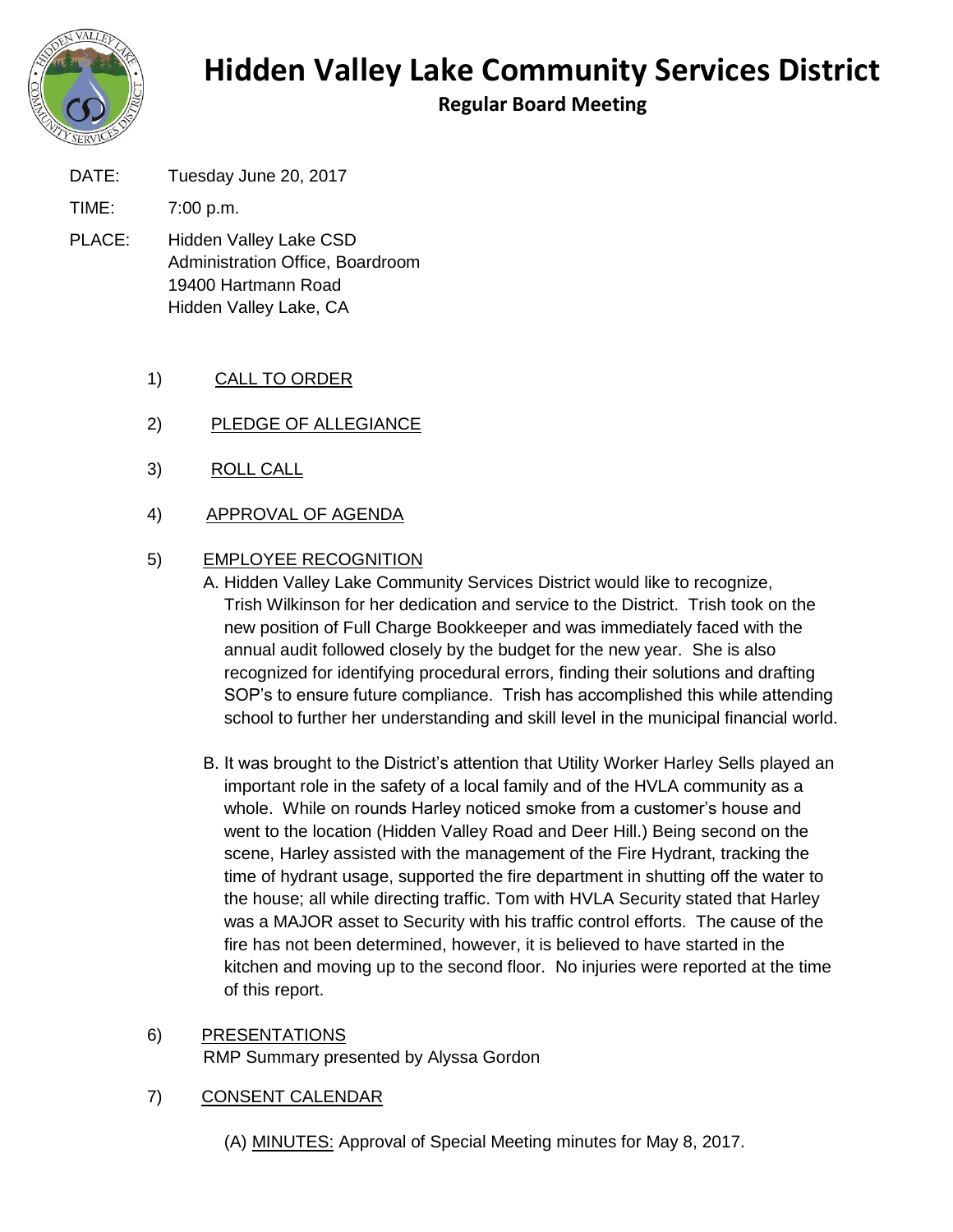# Hidden Valley Lake Community Services District

## Regular Board Meeting

DATE: Tuesday June 20, 2017

TIME: 7:00 p.m.

PLACE: Hidden Valley Lake CSD
Administration Office, Boardroom
19400 Hartmann Road
Hidden Valley Lake, CA

1) CALL TO ORDER

2) PLEDGE OF ALLEGIANCE

3) ROLL CALL

4) APPROVAL OF AGENDA

5) EMPLOYEE RECOGNITION

   A. Hidden Valley Lake Community Services District would like to recognize, Trish Wilkinson for her dedication and service to the District. Trish took on the new position of Full Charge Bookkeeper and was immediately faced with the annual audit followed closely by the budget for the new year. She is also recognized for identifying procedural errors, finding their solutions and drafting SOP's to ensure future compliance. Trish has accomplished this while attending school to further her understanding and skill level in the municipal financial world.

   B. It was brought to the District's attention that Utility Worker Harley Sells played an important role in the safety of a local family and of the HVLA community as a whole. While on rounds Harley noticed smoke from a customer's house and went to the location (Hidden Valley Road and Deer Hill.) Being second on the scene, Harley assisted with the management of the Fire Hydrant, tracking the time of hydrant usage, supported the fire department in shutting off the water to the house; all while directing traffic. Tom with HVLA Security stated that Harley was a MAJOR asset to Security with his traffic control efforts. The cause of the fire has not been determined, however, it is believed to have started in the kitchen and moving up to the second floor. No injuries were reported at the time of this report.

6) PRESENTATIONS
   RMP Summary presented by Alyssa Gordon

7) CONSENT CALENDAR

   (A) MINUTES: Approval of Special Meeting minutes for May 8, 2017.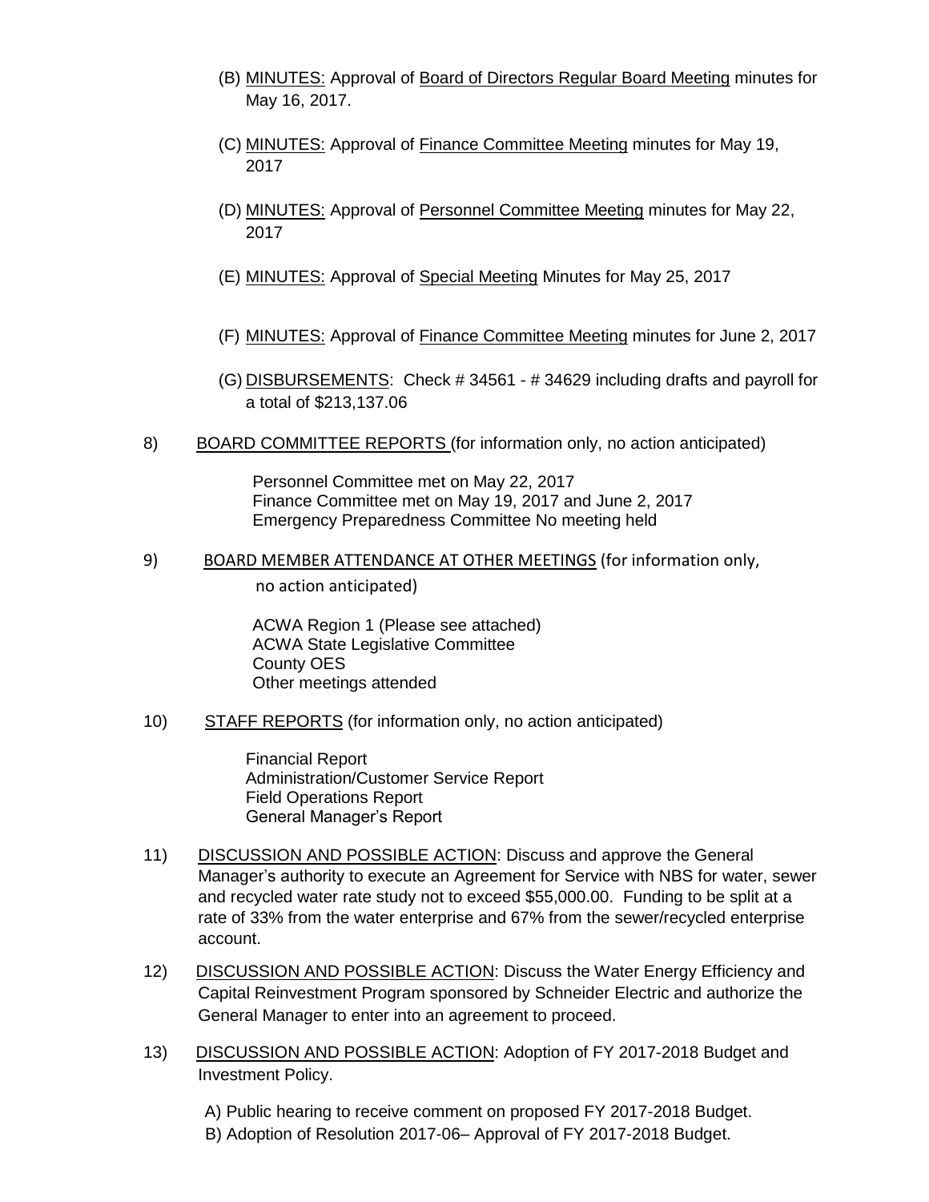(B) <u>MINUTES:</u> Approval of <u>Board of Directors Regular Board Meeting</u> minutes for May 16, 2017.

(C) <u>MINUTES:</u> Approval of <u>Finance Committee Meeting</u> minutes for May 19, 2017

(D) <u>MINUTES:</u> Approval of <u>Personnel Committee Meeting</u> minutes for May 22, 2017

(E) <u>MINUTES:</u> Approval of <u>Special Meeting</u> Minutes for May 25, 2017

(F) <u>MINUTES:</u> Approval of <u>Finance Committee Meeting</u> minutes for June 2, 2017

(G) <u>DISBURSEMENTS</u>: Check # 34561 - # 34629 including drafts and payroll for a total of $213,137.06

8) <u>BOARD COMMITTEE REPORTS</u> (for information only, no action anticipated)

Personnel Committee met on May 22, 2017
Finance Committee met on May 19, 2017 and June 2, 2017
Emergency Preparedness Committee No meeting held

9) <u>BOARD MEMBER ATTENDANCE AT OTHER MEETINGS</u> (for information only, no action anticipated)

ACWA Region 1 (Please see attached)
ACWA State Legislative Committee
County OES
Other meetings attended

10) <u>STAFF REPORTS</u> (for information only, no action anticipated)

Financial Report
Administration/Customer Service Report
Field Operations Report
General Manager's Report

11) <u>DISCUSSION AND POSSIBLE ACTION</u>: Discuss and approve the General Manager's authority to execute an Agreement for Service with NBS for water, sewer and recycled water rate study not to exceed $55,000.00. Funding to be split at a rate of 33% from the water enterprise and 67% from the sewer/recycled enterprise account.

12) <u>DISCUSSION AND POSSIBLE ACTION</u>: Discuss the Water Energy Efficiency and Capital Reinvestment Program sponsored by Schneider Electric and authorize the General Manager to enter into an agreement to proceed.

13) <u>DISCUSSION AND POSSIBLE ACTION</u>: Adoption of FY 2017-2018 Budget and Investment Policy.

A) Public hearing to receive comment on proposed FY 2017-2018 Budget.
B) Adoption of Resolution 2017-06– Approval of FY 2017-2018 Budget.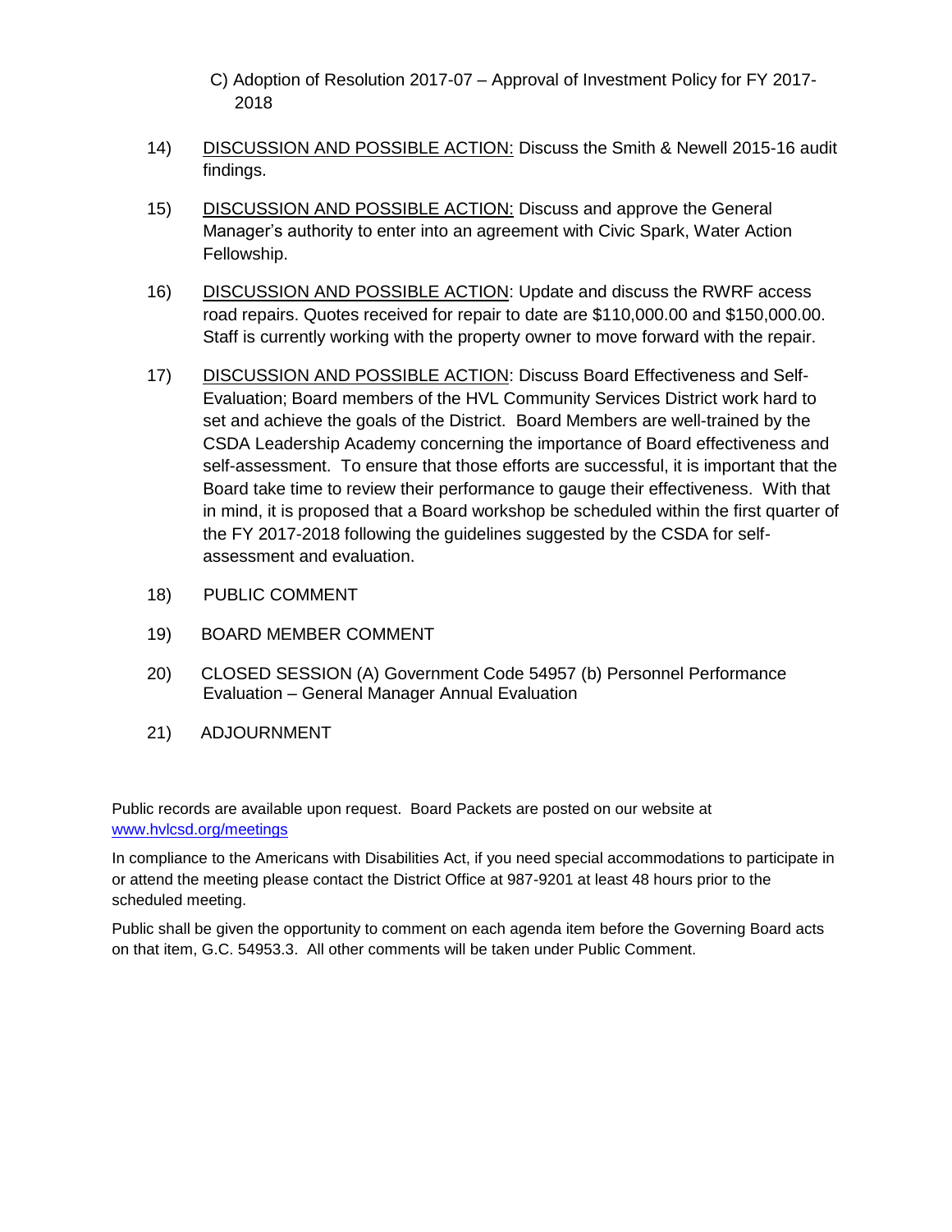C) Adoption of Resolution 2017-07 – Approval of Investment Policy for FY 2017-2018

14) DISCUSSION AND POSSIBLE ACTION: Discuss the Smith & Newell 2015-16 audit findings.

15) DISCUSSION AND POSSIBLE ACTION: Discuss and approve the General Manager's authority to enter into an agreement with Civic Spark, Water Action Fellowship.

16) DISCUSSION AND POSSIBLE ACTION: Update and discuss the RWRF access road repairs. Quotes received for repair to date are $110,000.00 and $150,000.00. Staff is currently working with the property owner to move forward with the repair.

17) DISCUSSION AND POSSIBLE ACTION: Discuss Board Effectiveness and Self-Evaluation; Board members of the HVL Community Services District work hard to set and achieve the goals of the District. Board Members are well-trained by the CSDA Leadership Academy concerning the importance of Board effectiveness and self-assessment. To ensure that those efforts are successful, it is important that the Board take time to review their performance to gauge their effectiveness. With that in mind, it is proposed that a Board workshop be scheduled within the first quarter of the FY 2017-2018 following the guidelines suggested by the CSDA for self-assessment and evaluation.

18) PUBLIC COMMENT

19) BOARD MEMBER COMMENT

20) CLOSED SESSION (A) Government Code 54957 (b) Personnel Performance Evaluation – General Manager Annual Evaluation

21) ADJOURNMENT

Public records are available upon request. Board Packets are posted on our website at www.hvlcsd.org/meetings

In compliance to the Americans with Disabilities Act, if you need special accommodations to participate in or attend the meeting please contact the District Office at 987-9201 at least 48 hours prior to the scheduled meeting.

Public shall be given the opportunity to comment on each agenda item before the Governing Board acts on that item, G.C. 54953.3. All other comments will be taken under Public Comment.